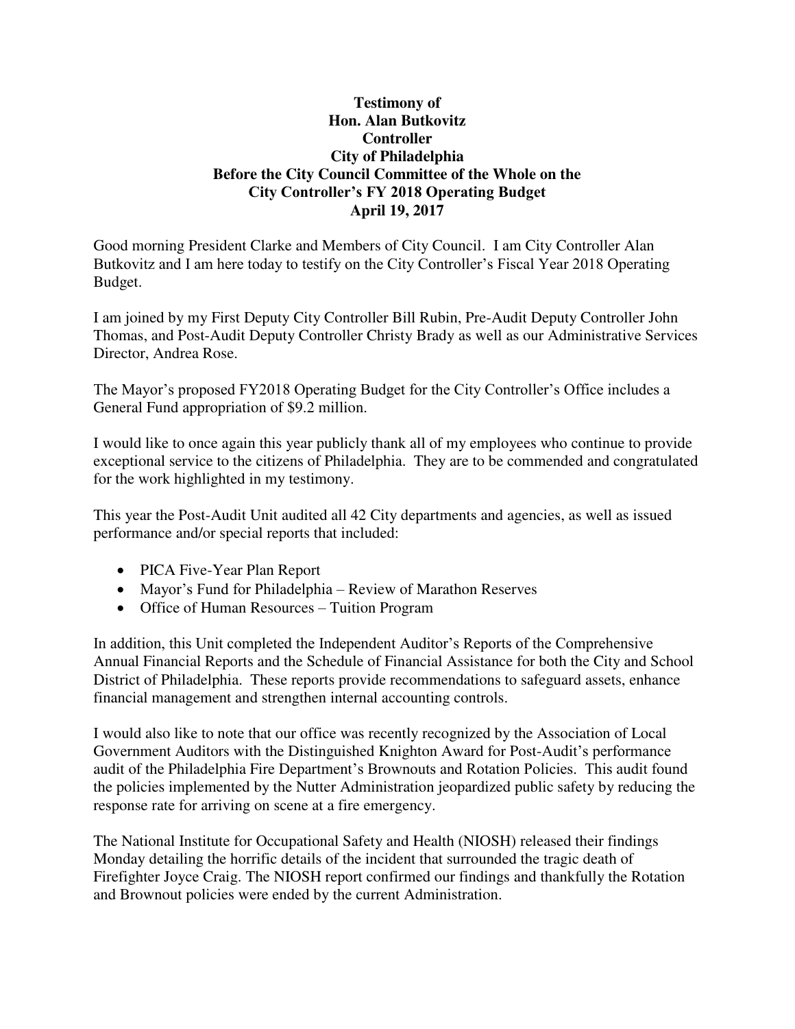**Testimony of**
**Hon. Alan Butkovitz**
**Controller**
**City of Philadelphia**
**Before the City Council Committee of the Whole on the**
**City Controller's FY 2018 Operating Budget**
**April 19, 2017**

Good morning President Clarke and Members of City Council. I am City Controller Alan Butkovitz and I am here today to testify on the City Controller's Fiscal Year 2018 Operating Budget.

I am joined by my First Deputy City Controller Bill Rubin, Pre-Audit Deputy Controller John Thomas, and Post-Audit Deputy Controller Christy Brady as well as our Administrative Services Director, Andrea Rose.

The Mayor's proposed FY2018 Operating Budget for the City Controller's Office includes a General Fund appropriation of $9.2 million.

I would like to once again this year publicly thank all of my employees who continue to provide exceptional service to the citizens of Philadelphia. They are to be commended and congratulated for the work highlighted in my testimony.

This year the Post-Audit Unit audited all 42 City departments and agencies, as well as issued performance and/or special reports that included:

- PICA Five-Year Plan Report
- Mayor's Fund for Philadelphia – Review of Marathon Reserves
- Office of Human Resources – Tuition Program

In addition, this Unit completed the Independent Auditor's Reports of the Comprehensive Annual Financial Reports and the Schedule of Financial Assistance for both the City and School District of Philadelphia. These reports provide recommendations to safeguard assets, enhance financial management and strengthen internal accounting controls.

I would also like to note that our office was recently recognized by the Association of Local Government Auditors with the Distinguished Knighton Award for Post-Audit's performance audit of the Philadelphia Fire Department's Brownouts and Rotation Policies. This audit found the policies implemented by the Nutter Administration jeopardized public safety by reducing the response rate for arriving on scene at a fire emergency.

The National Institute for Occupational Safety and Health (NIOSH) released their findings Monday detailing the horrific details of the incident that surrounded the tragic death of Firefighter Joyce Craig. The NIOSH report confirmed our findings and thankfully the Rotation and Brownout policies were ended by the current Administration.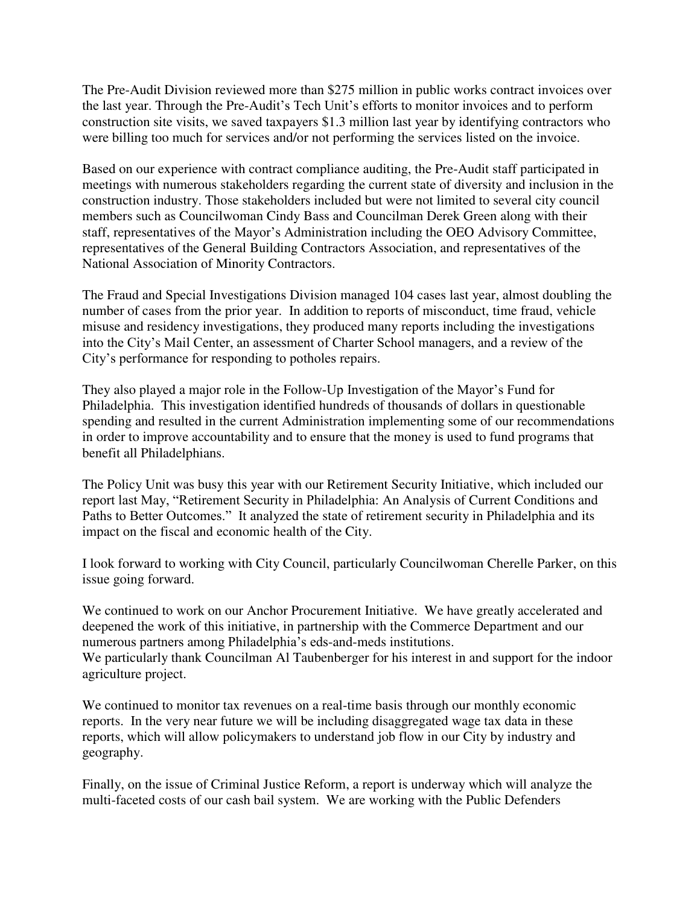The Pre-Audit Division reviewed more than $275 million in public works contract invoices over the last year. Through the Pre-Audit's Tech Unit's efforts to monitor invoices and to perform construction site visits, we saved taxpayers $1.3 million last year by identifying contractors who were billing too much for services and/or not performing the services listed on the invoice.

Based on our experience with contract compliance auditing, the Pre-Audit staff participated in meetings with numerous stakeholders regarding the current state of diversity and inclusion in the construction industry. Those stakeholders included but were not limited to several city council members such as Councilwoman Cindy Bass and Councilman Derek Green along with their staff, representatives of the Mayor's Administration including the OEO Advisory Committee, representatives of the General Building Contractors Association, and representatives of the National Association of Minority Contractors.

The Fraud and Special Investigations Division managed 104 cases last year, almost doubling the number of cases from the prior year. In addition to reports of misconduct, time fraud, vehicle misuse and residency investigations, they produced many reports including the investigations into the City's Mail Center, an assessment of Charter School managers, and a review of the City's performance for responding to potholes repairs.

They also played a major role in the Follow-Up Investigation of the Mayor's Fund for Philadelphia. This investigation identified hundreds of thousands of dollars in questionable spending and resulted in the current Administration implementing some of our recommendations in order to improve accountability and to ensure that the money is used to fund programs that benefit all Philadelphians.

The Policy Unit was busy this year with our Retirement Security Initiative, which included our report last May, "Retirement Security in Philadelphia: An Analysis of Current Conditions and Paths to Better Outcomes." It analyzed the state of retirement security in Philadelphia and its impact on the fiscal and economic health of the City.

I look forward to working with City Council, particularly Councilwoman Cherelle Parker, on this issue going forward.

We continued to work on our Anchor Procurement Initiative. We have greatly accelerated and deepened the work of this initiative, in partnership with the Commerce Department and our numerous partners among Philadelphia's eds-and-meds institutions.
We particularly thank Councilman Al Taubenberger for his interest in and support for the indoor agriculture project.

We continued to monitor tax revenues on a real-time basis through our monthly economic reports. In the very near future we will be including disaggregated wage tax data in these reports, which will allow policymakers to understand job flow in our City by industry and geography.

Finally, on the issue of Criminal Justice Reform, a report is underway which will analyze the multi-faceted costs of our cash bail system. We are working with the Public Defenders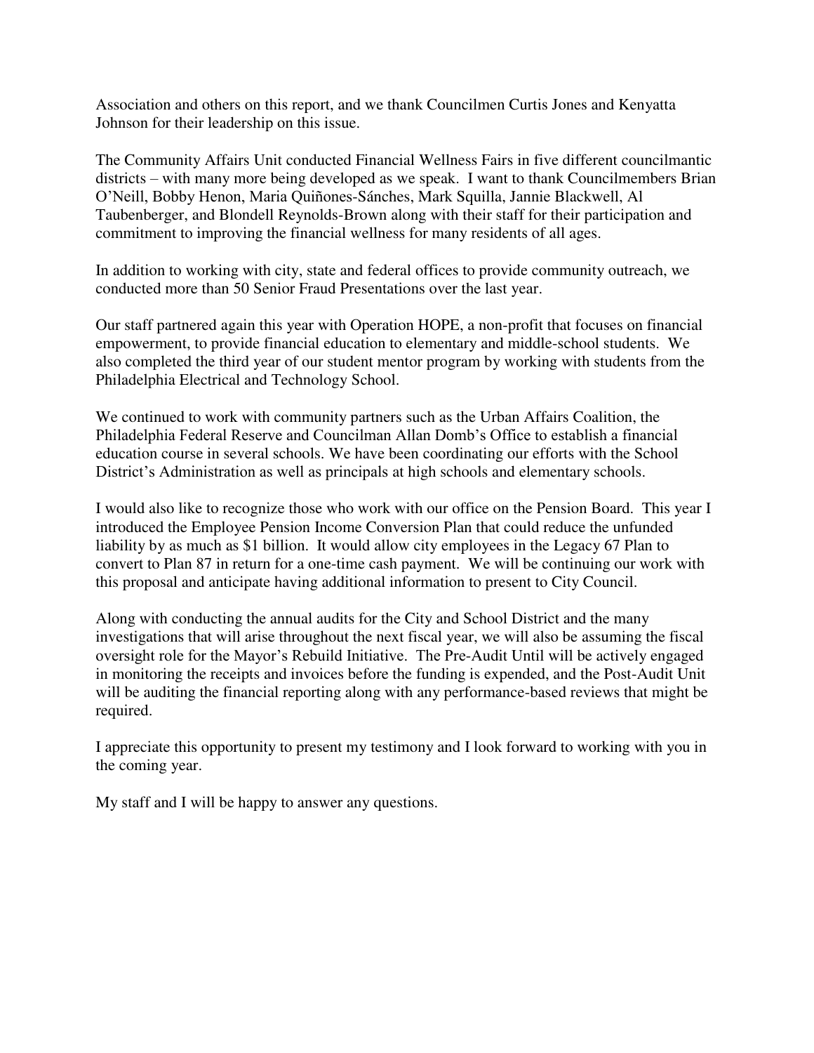Association and others on this report, and we thank Councilmen Curtis Jones and Kenyatta Johnson for their leadership on this issue.

The Community Affairs Unit conducted Financial Wellness Fairs in five different councilmantic districts – with many more being developed as we speak. I want to thank Councilmembers Brian O'Neill, Bobby Henon, Maria Quiñones-Sánches, Mark Squilla, Jannie Blackwell, Al Taubenberger, and Blondell Reynolds-Brown along with their staff for their participation and commitment to improving the financial wellness for many residents of all ages.

In addition to working with city, state and federal offices to provide community outreach, we conducted more than 50 Senior Fraud Presentations over the last year.

Our staff partnered again this year with Operation HOPE, a non-profit that focuses on financial empowerment, to provide financial education to elementary and middle-school students. We also completed the third year of our student mentor program by working with students from the Philadelphia Electrical and Technology School.

We continued to work with community partners such as the Urban Affairs Coalition, the Philadelphia Federal Reserve and Councilman Allan Domb's Office to establish a financial education course in several schools. We have been coordinating our efforts with the School District's Administration as well as principals at high schools and elementary schools.

I would also like to recognize those who work with our office on the Pension Board. This year I introduced the Employee Pension Income Conversion Plan that could reduce the unfunded liability by as much as $1 billion. It would allow city employees in the Legacy 67 Plan to convert to Plan 87 in return for a one-time cash payment. We will be continuing our work with this proposal and anticipate having additional information to present to City Council.

Along with conducting the annual audits for the City and School District and the many investigations that will arise throughout the next fiscal year, we will also be assuming the fiscal oversight role for the Mayor's Rebuild Initiative. The Pre-Audit Until will be actively engaged in monitoring the receipts and invoices before the funding is expended, and the Post-Audit Unit will be auditing the financial reporting along with any performance-based reviews that might be required.

I appreciate this opportunity to present my testimony and I look forward to working with you in the coming year.

My staff and I will be happy to answer any questions.